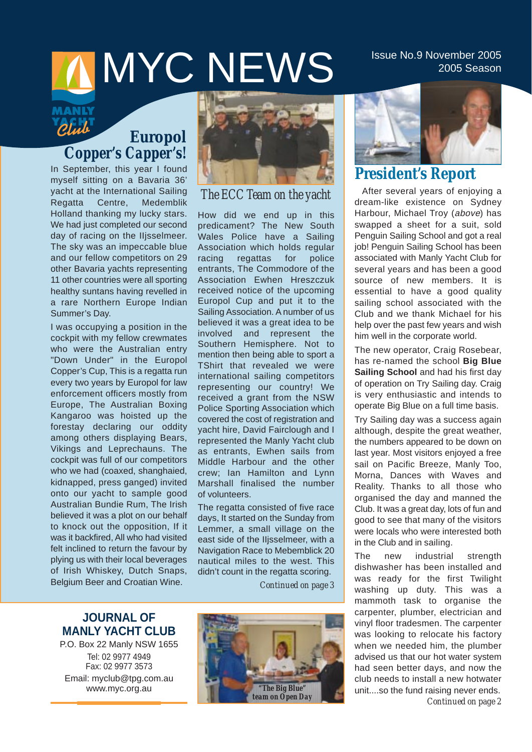# MYC NEWS

Issue No.9 November 2005
2005 Season

## Europol Copper's Capper's!

In September, this year I found myself sitting on a Bavaria 36' yacht at the International Sailing Regatta Centre, Medemblik Holland thanking my lucky stars. We had just completed our second day of racing on the IIjsselmeer. The sky was an impeccable blue and our fellow competitors on 29 other Bavaria yachts representing 11 other countries were all sporting healthy suntans having revelled in a rare Northern Europe Indian Summer's Day.

I was occupying a position in the cockpit with my fellow crewmates who were the Australian entry "Down Under" in the Europol Copper's Cup, This is a regatta run every two years by Europol for law enforcement officers mostly from Europe, The Australian Boxing Kangaroo was hoisted up the forestay declaring our oddity among others displaying Bears, Vikings and Leprechauns. The cockpit was full of our competitors who we had (coaxed, shanghaied, kidnapped, press ganged) invited onto our yacht to sample good Australian Bundie Rum, The Irish believed it was a plot on our behalf to knock out the opposition, If it was it backfired, All who had visited felt inclined to return the favour by plying us with their local beverages of Irish Whiskey, Dutch Snaps, Belgium Beer and Croatian Wine.

*The ECC Team on the yacht*

How did we end up in this predicament? The New South Wales Police have a Sailing Association which holds regular racing regattas for police entrants, The Commodore of the Association Ewhen Hreszczuk received notice of the upcoming Europol Cup and put it to the Sailing Association. A number of us believed it was a great idea to be involved and represent the Southern Hemisphere. Not to mention then being able to sport a TShirt that revealed we were international sailing competitors representing our country! We received a grant from the NSW Police Sporting Association which covered the cost of registration and yacht hire, David Fairclough and I represented the Manly Yacht club as entrants, Ewhen sails from Middle Harbour and the other crew; Ian Hamilton and Lynn Marshall finalised the number of volunteers.

The regatta consisted of five race days, It started on the Sunday from Lemmer, a small village on the east side of the IIjsselmeer, with a Navigation Race to Mebemblick 20 nautical miles to the west. This didn't count in the regatta scoring.

*Continued on page 3*

## President's Report

After several years of enjoying a dream-like existence on Sydney Harbour, Michael Troy (*above*) has swapped a sheet for a suit, sold Penguin Sailing School and got a real job! Penguin Sailing School has been associated with Manly Yacht Club for several years and has been a good source of new members. It is essential to have a good quality sailing school associated with the Club and we thank Michael for his help over the past few years and wish him well in the corporate world.

The new operator, Craig Rosebear, has re-named the school **Big Blue Sailing School** and had his first day of operation on Try Sailing day. Craig is very enthusiastic and intends to operate Big Blue on a full time basis.

Try Sailing day was a success again although, despite the great weather, the numbers appeared to be down on last year. Most visitors enjoyed a free sail on Pacific Breeze, Manly Too, Morna, Dances with Waves and Reality. Thanks to all those who organised the day and manned the Club. It was a great day, lots of fun and good to see that many of the visitors were locals who were interested both in the Club and in sailing.

The new industrial strength dishwasher has been installed and was ready for the first Twilight washing up duty. This was a mammoth task to organise the carpenter, plumber, electrician and vinyl floor tradesmen. The carpenter was looking to relocate his factory when we needed him, the plumber advised us that our hot water system had seen better days, and now the club needs to install a new hotwater unit....so the fund raising never ends.

*Continued on page 2*

**JOURNAL OF MANLY YACHT CLUB**
P.O. Box 22 Manly NSW 1655
Tel: 02 9977 4949
Fax: 02 9977 3573
Email: myclub@tpg.com.au
www.myc.org.au

*"The Big Blue" team on Open Day*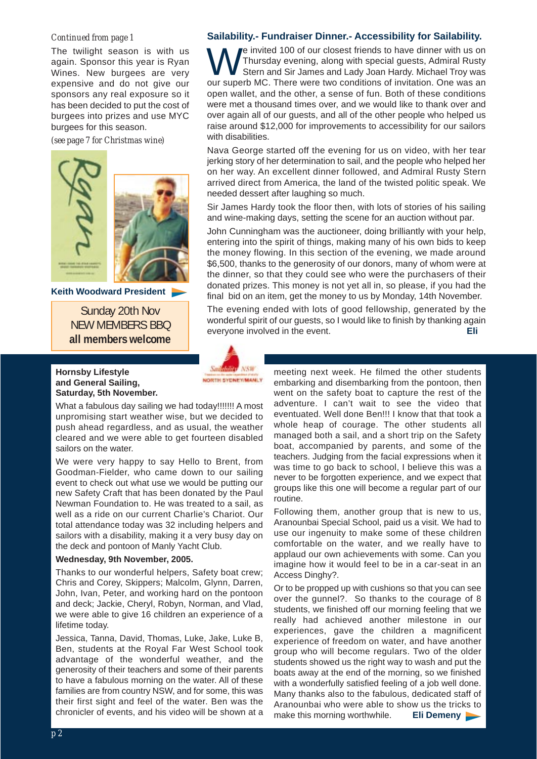*Continued from page 1*

The twilight season is with us again. Sponsor this year is Ryan Wines. New burgees are very expensive and do not give our sponsors any real exposure so it has been decided to put the cost of burgees into prizes and use MYC burgees for this season.

*(see page 7 for Christmas wine)*

**Keith Woodward President**

Sunday 20th Nov
NEW MEMBERS BBQ
**all members welcome**

## Sailability.- Fundraiser Dinner.- Accessibility for Sailability.

We invited 100 of our closest friends to have dinner with us on Thursday evening, along with special guests, Admiral Rusty Stern and Sir James and Lady Joan Hardy. Michael Troy was our superb MC. There were two conditions of invitation. One was an open wallet, and the other, a sense of fun. Both of these conditions were met a thousand times over, and we would like to thank over and over again all of our guests, and all of the other people who helped us raise around $12,000 for improvements to accessibility for our sailors with disabilities.

Nava George started off the evening for us on video, with her tear jerking story of her determination to sail, and the people who helped her on her way. An excellent dinner followed, and Admiral Rusty Stern arrived direct from America, the land of the twisted politic speak. We needed dessert after laughing so much.

Sir James Hardy took the floor then, with lots of stories of his sailing and wine-making days, setting the scene for an auction without par.

John Cunningham was the auctioneer, doing brilliantly with your help, entering into the spirit of things, making many of his own bids to keep the money flowing. In this section of the evening, we made around $6,500, thanks to the generosity of our donors, many of whom were at the dinner, so that they could see who were the purchasers of their donated prizes. This money is not yet all in, so please, if you had the final bid on an item, get the money to us by Monday, 14th November.

The evening ended with lots of good fellowship, generated by the wonderful spirit of our guests, so I would like to finish by thanking again everyone involved in the event. **Eli**

**Hornsby Lifestyle and General Sailing, Saturday, 5th November.**

What a fabulous day sailing we had today!!!!!! A most unpromising start weather wise, but we decided to push ahead regardless, and as usual, the weather cleared and we were able to get fourteen disabled sailors on the water.

We were very happy to say Hello to Brent, from Goodman-Fielder, who came down to our sailing event to check out what use we would be putting our new Safety Craft that has been donated by the Paul Newman Foundation to. He was treated to a sail, as well as a ride on our current Charlie's Chariot. Our total attendance today was 32 including helpers and sailors with a disability, making it a very busy day on the deck and pontoon of Manly Yacht Club.

**Wednesday, 9th November, 2005.**

Thanks to our wonderful helpers, Safety boat crew; Chris and Corey, Skippers; Malcolm, Glynn, Darren, John, Ivan, Peter, and working hard on the pontoon and deck; Jackie, Cheryl, Robyn, Norman, and Vlad, we were able to give 16 children an experience of a lifetime today.

Jessica, Tanna, David, Thomas, Luke, Jake, Luke B, Ben, students at the Royal Far West School took advantage of the wonderful weather, and the generosity of their teachers and some of their parents to have a fabulous morning on the water. All of these families are from country NSW, and for some, this was their first sight and feel of the water. Ben was the chronicler of events, and his video will be shown at a meeting next week. He filmed the other students embarking and disembarking from the pontoon, then went on the safety boat to capture the rest of the adventure. I can't wait to see the video that eventuated. Well done Ben!!! I know that that took a whole heap of courage. The other students all managed both a sail, and a short trip on the Safety boat, accompanied by parents, and some of the teachers. Judging from the facial expressions when it was time to go back to school, I believe this was a never to be forgotten experience, and we expect that groups like this one will become a regular part of our routine.

Following them, another group that is new to us, Aranounbai Special School, paid us a visit. We had to use our ingenuity to make some of these children comfortable on the water, and we really have to applaud our own achievements with some. Can you imagine how it would feel to be in a car-seat in an Access Dinghy?.

Or to be propped up with cushions so that you can see over the gunnel?. So thanks to the courage of 8 students, we finished off our morning feeling that we really had achieved another milestone in our experiences, gave the children a magnificent experience of freedom on water, and have another group who will become regulars. Two of the older students showed us the right way to wash and put the boats away at the end of the morning, so we finished with a wonderfully satisfied feeling of a job well done. Many thanks also to the fabulous, dedicated staff of Aranounbai who were able to show us the tricks to make this morning worthwhile. **Eli Demeny**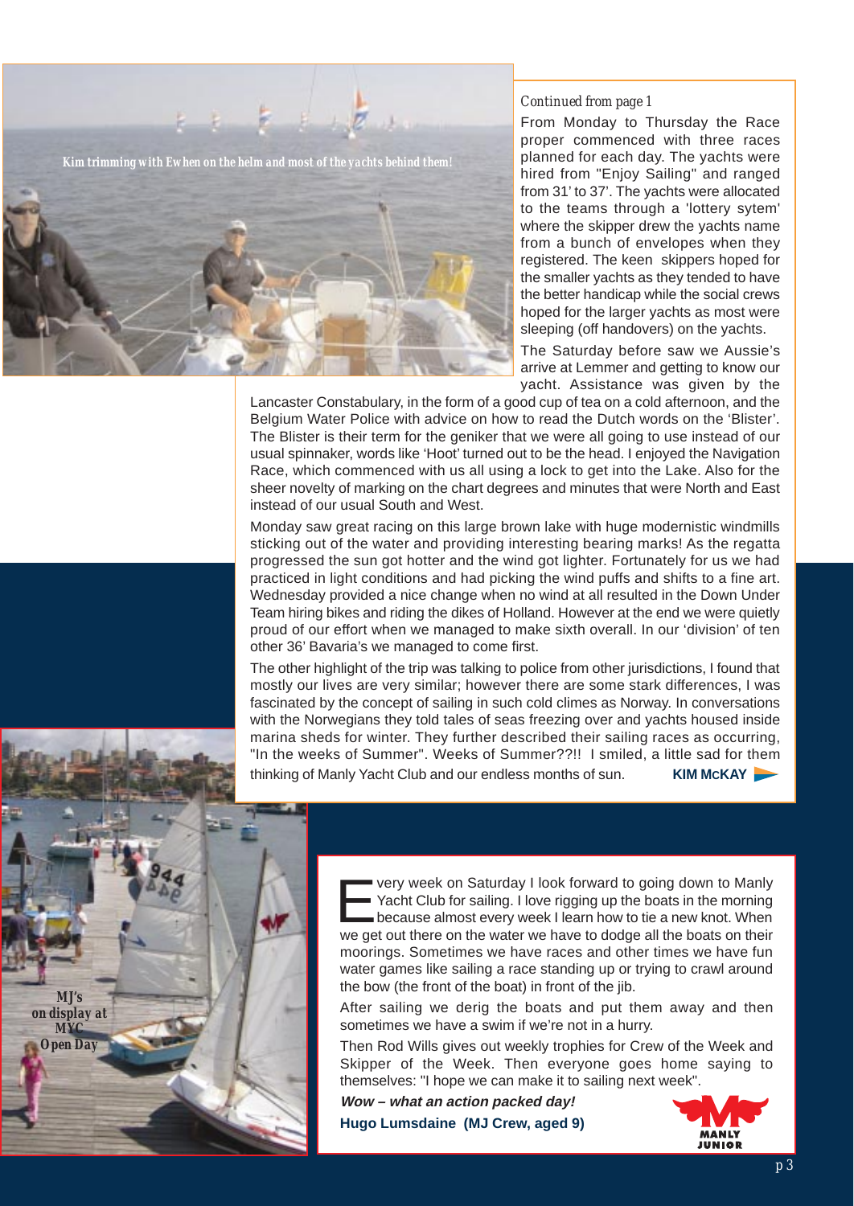*Kim trimming with Ewhen on the helm and most of the yachts behind them!*

*Continued from page 1*

From Monday to Thursday the Race proper commenced with three races planned for each day. The yachts were hired from "Enjoy Sailing" and ranged from 31' to 37'. The yachts were allocated to the teams through a 'lottery sytem' where the skipper drew the yachts name from a bunch of envelopes when they registered. The keen skippers hoped for the smaller yachts as they tended to have the better handicap while the social crews hoped for the larger yachts as most were sleeping (off handovers) on the yachts.

The Saturday before saw we Aussie's arrive at Lemmer and getting to know our yacht. Assistance was given by the Lancaster Constabulary, in the form of a good cup of tea on a cold afternoon, and the Belgium Water Police with advice on how to read the Dutch words on the 'Blister'. The Blister is their term for the geniker that we were all going to use instead of our usual spinnaker, words like 'Hoot' turned out to be the head. I enjoyed the Navigation Race, which commenced with us all using a lock to get into the Lake. Also for the sheer novelty of marking on the chart degrees and minutes that were North and East instead of our usual South and West.

Monday saw great racing on this large brown lake with huge modernistic windmills sticking out of the water and providing interesting bearing marks! As the regatta progressed the sun got hotter and the wind got lighter. Fortunately for us we had practiced in light conditions and had picking the wind puffs and shifts to a fine art. Wednesday provided a nice change when no wind at all resulted in the Down Under Team hiring bikes and riding the dikes of Holland. However at the end we were quietly proud of our effort when we managed to make sixth overall. In our 'division' of ten other 36' Bavaria's we managed to come first.

The other highlight of the trip was talking to police from other jurisdictions, I found that mostly our lives are very similar; however there are some stark differences, I was fascinated by the concept of sailing in such cold climes as Norway. In conversations with the Norwegians they told tales of seas freezing over and yachts housed inside marina sheds for winter. They further described their sailing races as occurring, "In the weeks of Summer". Weeks of Summer??!! I smiled, a little sad for them thinking of Manly Yacht Club and our endless months of sun.

**KIM McKAY**

*MJ's on display at MYC Open Day*

Every week on Saturday I look forward to going down to Manly Yacht Club for sailing. I love rigging up the boats in the morning because almost every week I learn how to tie a new knot. When we get out there on the water we have to dodge all the boats on their moorings. Sometimes we have races and other times we have fun water games like sailing a race standing up or trying to crawl around the bow (the front of the boat) in front of the jib.

After sailing we derig the boats and put them away and then sometimes we have a swim if we're not in a hurry.

Then Rod Wills gives out weekly trophies for Crew of the Week and Skipper of the Week. Then everyone goes home saying to themselves: "I hope we can make it to sailing next week".

***Wow – what an action packed day!***

**Hugo Lumsdaine (MJ Crew, aged 9)**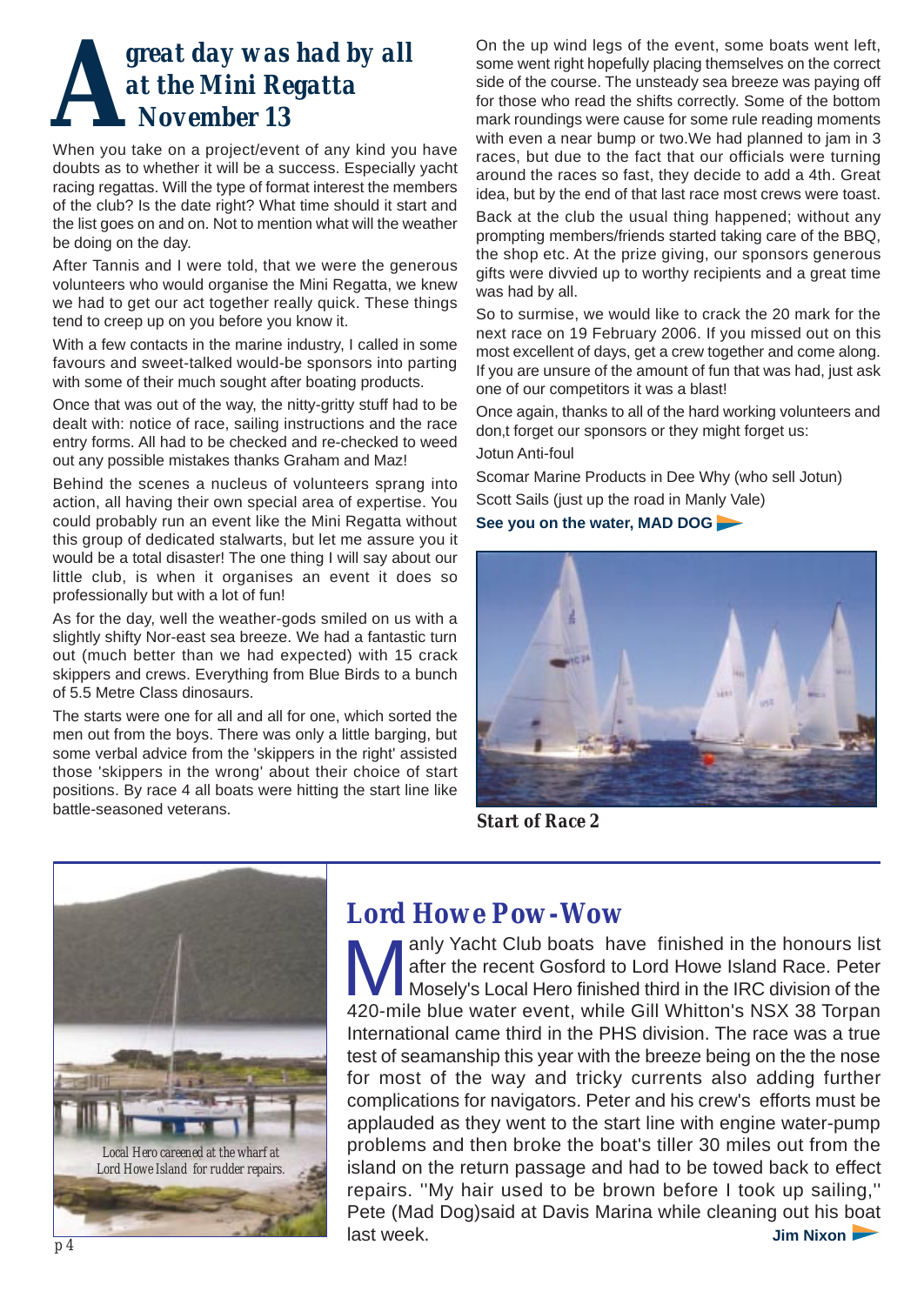# A great day was had by all at the Mini Regatta November 13

When you take on a project/event of any kind you have doubts as to whether it will be a success. Especially yacht racing regattas. Will the type of format interest the members of the club? Is the date right? What time should it start and the list goes on and on. Not to mention what will the weather be doing on the day.

After Tannis and I were told, that we were the generous volunteers who would organise the Mini Regatta, we knew we had to get our act together really quick. These things tend to creep up on you before you know it.

With a few contacts in the marine industry, I called in some favours and sweet-talked would-be sponsors into parting with some of their much sought after boating products.

Once that was out of the way, the nitty-gritty stuff had to be dealt with: notice of race, sailing instructions and the race entry forms. All had to be checked and re-checked to weed out any possible mistakes thanks Graham and Maz!

Behind the scenes a nucleus of volunteers sprang into action, all having their own special area of expertise. You could probably run an event like the Mini Regatta without this group of dedicated stalwarts, but let me assure you it would be a total disaster! The one thing I will say about our little club, is when it organises an event it does so professionally but with a lot of fun!

As for the day, well the weather-gods smiled on us with a slightly shifty Nor-east sea breeze. We had a fantastic turn out (much better than we had expected) with 15 crack skippers and crews. Everything from Blue Birds to a bunch of 5.5 Metre Class dinosaurs.

The starts were one for all and all for one, which sorted the men out from the boys. There was only a little barging, but some verbal advice from the 'skippers in the right' assisted those 'skippers in the wrong' about their choice of start positions. By race 4 all boats were hitting the start line like battle-seasoned veterans.

On the up wind legs of the event, some boats went left, some went right hopefully placing themselves on the correct side of the course. The unsteady sea breeze was paying off for those who read the shifts correctly. Some of the bottom mark roundings were cause for some rule reading moments with even a near bump or two.We had planned to jam in 3 races, but due to the fact that our officials were turning around the races so fast, they decide to add a 4th. Great idea, but by the end of that last race most crews were toast.

Back at the club the usual thing happened; without any prompting members/friends started taking care of the BBQ, the shop etc. At the prize giving, our sponsors generous gifts were divvied up to worthy recipients and a great time was had by all.

So to surmise, we would like to crack the 20 mark for the next race on 19 February 2006. If you missed out on this most excellent of days, get a crew together and come along. If you are unsure of the amount of fun that was had, just ask one of our competitors it was a blast!

Once again, thanks to all of the hard working volunteers and don,t forget our sponsors or they might forget us:

Jotun Anti-foul

Scomar Marine Products in Dee Why (who sell Jotun)

Scott Sails (just up the road in Manly Vale)

**See you on the water, MAD DOG**

*Start of Race 2*

## Lord Howe Pow-Wow

Manly Yacht Club boats have finished in the honours list after the recent Gosford to Lord Howe Island Race. Peter Mosely's Local Hero finished third in the IRC division of the 420-mile blue water event, while Gill Whitton's NSX 38 Torpan International came third in the PHS division. The race was a true test of seamanship this year with the breeze being on the the nose for most of the way and tricky currents also adding further complications for navigators. Peter and his crew's efforts must be applauded as they went to the start line with engine water-pump problems and then broke the boat's tiller 30 miles out from the island on the return passage and had to be towed back to effect repairs. ''My hair used to be brown before I took up sailing,'' Pete (Mad Dog)said at Davis Marina while cleaning out his boat last week.

**Jim Nixon**

*Local Hero careened at the wharf at Lord Howe Island for rudder repairs.*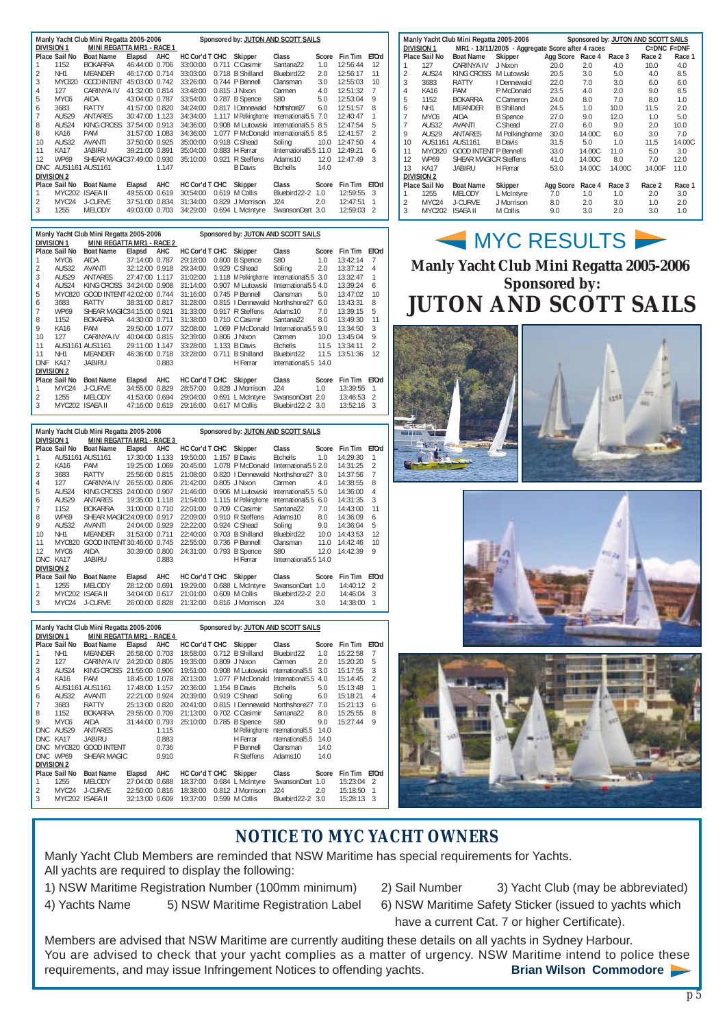**Manly Yacht Club Mini Regatta 2005-2006** — Sponsored by: JUTON AND SCOTT SAILS

**DIVISION 1** — MINI REGATTA MR1 - RACE 1

| Place | Sail No | Boat Name | Elapsd | AHC | HC Cor'd T | CHC | Skipper | Class | Score | Fin Tim | ETOrd |
|---|---|---|---|---|---|---|---|---|---|---|---|
| 1 | 1152 | BOKARRA | 46:44:00 | 0.706 | 33:00:00 | 0.711 | C Casimir | Santana22 | 1.0 | 12:56:44 | 12 |
| 2 | NH1 | MEANDER | 46:17:00 | 0.714 | 33:03:00 | 0.718 | B Shilland | Bluebird22 | 2.0 | 12:56:17 | 11 |
| 3 | MYC820 | GOOD INTENT | 45:03:00 | 0.742 | 33:26:00 | 0.744 | P Bennell | Clansman | 3.0 | 12:55:03 | 10 |
| 4 | 127 | CARINYA IV | 41:32:00 | 0.814 | 33:48:00 | 0.815 | J Nixon | Carmen | 4.0 | 12:51:32 | 7 |
| 5 | MYC6 | AIDA | 43:04:00 | 0.787 | 33:54:00 | 0.787 | B Spence | S80 | 5.0 | 12:53:04 | 9 |
| 6 | 3683 | RATTY | 41:57:00 | 0.820 | 34:24:00 | 0.817 | I Dennewald | Northshore27 | 6.0 | 12:51:57 | 8 |
| 7 | AUS29 | ANTARES | 30:47:00 | 1.123 | 34:34:00 | 1.117 | M Polkinghorne | International5.5 | 7.0 | 12:40:47 | 1 |
| 8 | AUS24 | KING CROSS | 37:54:00 | 0.913 | 34:36:00 | 0.908 | M Lutowski | International5.5 | 8.5 | 12:47:54 | 5 |
| 8 | KA16 | PAM | 31:57:00 | 1.083 | 34:36:00 | 1.077 | P McDonald | International5.5 | 8.5 | 12:41:57 | 2 |
| 10 | AUS32 | AVANTI | 37:50:00 | 0.925 | 35:00:00 | 0.918 | C Shead | Soling | 10.0 | 12:47:50 | 4 |
| 11 | KA17 | JABIRU | 39:21:00 | 0.891 | 35:04:00 | 0.883 | H Ferrar | IInternational5.5 | 11.0 | 12:49:21 | 6 |
| 12 | WP69 | SHEAR MAGIC | 37:49:00 | 0.930 | 35:10:00 | 0.921 | R Steffens | Adams10 | 12.0 | 12:47:49 | 3 |
| DNC | AUS1161 | AUS1161 | | 1.147 | | | B Davis | Etchells | 14.0 | | |

**DIVISION 2**

| Place | Sail No | Boat Name | Elapsd | AHC | HC Cor'd T | CHC | Skipper | Class | Score | Fin Tim | ETOrd |
|---|---|---|---|---|---|---|---|---|---|---|---|
| 1 | MYC202 | ISAEA II | 49:55:00 | 0.619 | 30:54:00 | 0.619 | M Collis | Bluebird22-2 | 1.0 | 12:59:55 | 3 |
| 2 | MYC24 | J-CURVE | 37:51:00 | 0.834 | 31:34:00 | 0.829 | J Morrison | J24 | 2.0 | 12:47:51 | 1 |
| 3 | 1255 | MELODY | 49:03:00 | 0.703 | 34:29:00 | 0.694 | L McIntyre | SwansonDart | 3.0 | 12:59:03 | 2 |

**Manly Yacht Club Mini Regatta 2005-2006** — Sponsored by: JUTON AND SCOTT SAILS

**DIVISION 1** — MINI REGATTA MR1 - RACE 2

| Place | Sail No | Boat Name | Elapsd | AHC | HC Cor'd T | CHC | Skipper | Class | Score | Fin Tim | ETOrd |
|---|---|---|---|---|---|---|---|---|---|---|---|
| 1 | MYC6 | AIDA | 37:14:00 | 0.787 | 29:18:00 | 0.800 | B Spence | S80 | 1.0 | 13:42:14 | 7 |
| 2 | AUS32 | AVANTI | 32:12:00 | 0.918 | 29:34:00 | 0.929 | C Shead | Soling | 2.0 | 13:37:12 | 4 |
| 3 | AUS29 | ANTARES | 27:47:00 | 1.117 | 31:02:00 | 1.118 | M Polkinghorne | International5.5 | 3.0 | 13:32:47 | 1 |
| 4 | AUS24 | KING CROSS | 34:24:00 | 0.908 | 31:14:00 | 0.907 | M Lutowski | International5.5 | 4.0 | 13:39:24 | 6 |
| 5 | MYC820 | GOOD INTENT | 42:02:00 | 0.744 | 31:16:00 | 0.745 | P Bennell | Clansman | 5.0 | 13:47:02 | 10 |
| 6 | 3683 | RATTY | 38:31:00 | 0.817 | 31:28:00 | 0.815 | I Dennewald | Northshore27 | 6.0 | 13:43:31 | 8 |
| 7 | WP69 | SHEAR MAGIC | 34:15:00 | 0.921 | 31:33:00 | 0.917 | R Steffens | Adams10 | 7.0 | 13:39:15 | 5 |
| 8 | 1152 | BOKARRA | 44:30:00 | 0.711 | 31:38:00 | 0.710 | C Casimir | Santana22 | 8.0 | 13:49:30 | 11 |
| 9 | KA16 | PAM | 29:50:00 | 1.077 | 32:08:00 | 1.069 | P McDonald | International5.5 | 9.0 | 13:34:50 | 3 |
| 10 | 127 | CARINYA IV | 40:04:00 | 0.815 | 32:39:00 | 0.806 | J Nixon | Carmen | 10.0 | 13:45:04 | 9 |
| 11 | AUS1161 | AUS1161 | 29:11:00 | 1.147 | 33:28:00 | 1.133 | B Davis | Etchells | 11.5 | 13:34:11 | 2 |
| 11 | NH1 | MEANDER | 46:36:00 | 0.718 | 33:28:00 | 0.711 | B Shilland | Bluebird22 | 11.5 | 13:51:36 | 12 |
| DNF | KA17 | JABIRU | | 0.883 | | | H Ferrar | International5.5 | 14.0 | | |

**DIVISION 2**

| Place | Sail No | Boat Name | Elapsd | AHC | HC Cor'd T | CHC | Skipper | Class | Score | Fin Tim | ETOrd |
|---|---|---|---|---|---|---|---|---|---|---|---|
| 1 | MYC24 | J-CURVE | 34:55:00 | 0.829 | 28:57:00 | 0.828 | J Morrison | J24 | 1.0 | 13:39:55 | 1 |
| 2 | 1255 | MELODY | 41:53:00 | 0.694 | 29:04:00 | 0.691 | L McIntyre | SwansonDart | 2.0 | 13:46:53 | 2 |
| 3 | MYC202 | ISAEA II | 47:16:00 | 0.619 | 29:16:00 | 0.617 | M Collis | Bluebird22-2 | 3.0 | 13:52:16 | 3 |

**Manly Yacht Club Mini Regatta 2005-2006** — Sponsored by: JUTON AND SCOTT SAILS

**DIVISION 1** — MINI REGATTA MR1 - RACE 3

| Place | Sail No | Boat Name | Elapsd | AHC | HC Cor'd T | CHC | Skipper | Class | Score | Fin Tim | ETOrd |
|---|---|---|---|---|---|---|---|---|---|---|---|
| 1 | AUS1161 | AUS1161 | 17:30:00 | 1.133 | 19:50:00 | 1.157 | B Davis | Etchells | 1.0 | 14:29:30 | 1 |
| 2 | KA16 | PAM | 19:25:00 | 1.069 | 20:45:00 | 1.078 | P McDonald | International5.5 | 2.0 | 14:31:25 | 2 |
| 3 | 3683 | RATTY | 25:56:00 | 0.815 | 21:08:00 | 0.820 | I Dennewald | Northshore27 | 3.0 | 14:37:56 | 7 |
| 4 | 127 | CARINYA IV | 26:55:00 | 0.806 | 21:42:00 | 0.805 | J Nixon | Carmen | 4.0 | 14:38:55 | 8 |
| 5 | AUS24 | KING CROSS | 24:00:00 | 0.907 | 21:46:00 | 0.906 | M Lutowski | International5.5 | 5.0 | 14:36:00 | 4 |
| 6 | AUS29 | ANTARES | 19:35:00 | 1.118 | 21:54:00 | 1.115 | M Polkinghorne | International5.5 | 6.0 | 14:31:35 | 3 |
| 7 | 1152 | BOKARRA | 31:00:00 | 0.710 | 22:01:00 | 0.709 | C Casimir | Santana22 | 7.0 | 14:43:00 | 11 |
| 8 | WP69 | SHEAR MAGIC | 24:09:00 | 0.917 | 22:09:00 | 0.910 | R Steffens | Adams10 | 8.0 | 14:36:09 | 6 |
| 9 | AUS32 | AVANTI | 24:04:00 | 0.929 | 22:22:00 | 0.924 | C Shead | Soling | 9.0 | 14:36:04 | 5 |
| 10 | NH1 | MEANDER | 31:53:00 | 0.711 | 22:40:00 | 0.703 | B Shilland | Bluebird22 | 10.0 | 14:43:53 | 12 |
| 11 | MYC820 | GOOD INTENT | 30:46:00 | 0.745 | 22:55:00 | 0.736 | P Bennell | Clansman | 11.0 | 14:42:46 | 10 |
| 12 | MYC6 | AIDA | 30:39:00 | 0.800 | 24:31:00 | 0.793 | B Spence | S80 | 12.0 | 14:42:39 | 9 |
| DNC | KA17 | JABIRU | | 0.883 | | | H Ferrar | IInternational5.5 | 14.0 | | |

**DIVISION 2**

| Place | Sail No | Boat Name | Elapsd | AHC | HC Cor'd T | CHC | Skipper | Class | Score | Fin Tim | ETOrd |
|---|---|---|---|---|---|---|---|---|---|---|---|
| 1 | 1255 | MELODY | 28:12:00 | 0.691 | 19:29:00 | 0.688 | L McIntyre | SwansonDart | 1.0 | 14:40:12 | 2 |
| 2 | MYC202 | ISAEA II | 34:04:00 | 0.617 | 21:01:00 | 0.609 | M Collis | Bluebird22-2 | 2.0 | 14:46:04 | 3 |
| 3 | MYC24 | J-CURVE | 26:00:00 | 0.828 | 21:32:00 | 0.816 | J Morrison | J24 | 3.0 | 14:38:00 | 1 |

**Manly Yacht Club Mini Regatta 2005-2006** — Sponsored by: JUTON AND SCOTT SAILS

**DIVISION 1** — MINI REGATTA MR1 - RACE 4

| Place | Sail No | Boat Name | Elapsd | AHC | HC Cor'd T | CHC | Skipper | Class | Score | Fin Tim | ETOrd |
|---|---|---|---|---|---|---|---|---|---|---|---|
| 1 | NH1 | MEANDER | 26:58:00 | 0.703 | 18:58:00 | 0.712 | B Shilland | Bluebird22 | 1.0 | 15:22:58 | 7 |
| 2 | 127 | CARINYA IV | 24:20:00 | 0.805 | 19:35:00 | 0.809 | J Nixon | Carmen | 2.0 | 15:20:20 | 5 |
| 3 | AUS24 | KING CROSS | 21:55:00 | 0.906 | 19:51:00 | 0.908 | M Lutowski | International5.5 | 3.0 | 15:17:55 | 3 |
| 4 | KA16 | PAM | 18:45:00 | 1.078 | 20:13:00 | 1.077 | P McDonald | International5.5 | 4.0 | 15:14:45 | 2 |
| 5 | AUS1161 | AUS1161 | 17:48:00 | 1.157 | 20:36:00 | 1.154 | B Davis | Etchells | 5.0 | 15:13:48 | 1 |
| 6 | AUS32 | AVANTI | 22:21:00 | 0.924 | 20:39:00 | 0.919 | C Shead | Soling | 6.0 | 15:18:21 | 4 |
| 7 | 3683 | RATTY | 25:13:00 | 0.820 | 20:41:00 | 0.815 | I Dennewald | Northshore27 | 7.0 | 15:21:13 | 6 |
| 8 | 1152 | BOKARRA | 29:55:00 | 0.709 | 21:13:00 | 0.702 | C Casimir | Santana22 | 8.0 | 15:25:55 | 8 |
| 9 | MYC6 | AIDA | 31:44:00 | 0.793 | 25:10:00 | 0.785 | B Spence | S80 | 9.0 | 15:27:44 | 9 |
| DNC | AUS29 | ANTARES | | 1.115 | | | M Polkinghorne | nternational5.5 | 14.0 | | |
| DNC | KA17 | JABIRU | | 0.883 | | | H Ferrar | nternational5.5 | 14.0 | | |
| DNC | MYC820 | GOOD INTENT | | 0.736 | | | P Bennell | Clansman | 14.0 | | |
| DNC | WP69 | SHEAR MAGIC | | 0.910 | | | R Steffens | Adams10 | 14.0 | | |

**DIVISION 2**

| Place | Sail No | Boat Name | Elapsd | AHC | HC Cor'd T | CHC | Skipper | Class | Score | Fin Tim | ETOrd |
|---|---|---|---|---|---|---|---|---|---|---|---|
| 1 | 1255 | MELODY | 27:04:00 | 0.688 | 18:37:00 | 0.684 | L McIntyre | SwansonDart | 1.0 | 15:23:04 | 2 |
| 2 | MYC24 | J-CURVE | 22:50:00 | 0.816 | 18:38:00 | 0.812 | J Morrison | J24 | 2.0 | 15:18:50 | 1 |
| 3 | MYC202 | ISAEA II | 32:13:00 | 0.609 | 19:37:00 | 0.599 | M Collis | Bluebird22-2 | 3.0 | 15:28:13 | 3 |

**Manly Yacht Club Mini Regatta 2005-2006** — Sponsored by: JUTON AND SCOTT SAILS

**DIVISION 1** — MR1 - 13/11/2005 - Aggregate Score after 4 races — C=DNC F=DNF

| Place | Sail No | Boat Name | Skipper | Agg Score | Race 4 | Race 3 | Race 2 | Race 1 |
|---|---|---|---|---|---|---|---|---|
| 1 | 127 | CARINYA IV | J Nixon | 20.0 | 2.0 | 4.0 | 10.0 | 4.0 |
| 2 | AUS24 | KING CROSS | M Lutowski | 20.5 | 3.0 | 5.0 | 4.0 | 8.5 |
| 3 | 3683 | RATTY | I Dennewald | 22.0 | 7.0 | 3.0 | 6.0 | 6.0 |
| 4 | KA16 | PAM | P McDonald | 23.5 | 4.0 | 2.0 | 9.0 | 8.5 |
| 5 | 1152 | BOKARRA | C Cameron | 24.0 | 8.0 | 7.0 | 8.0 | 1.0 |
| 6 | NH1 | MEANDER | B Shilland | 24.5 | 1.0 | 10.0 | 11.5 | 2.0 |
| 7 | MYC6 | AIDA | B Spence | 27.0 | 9.0 | 12.0 | 1.0 | 5.0 |
| 7 | AUS32 | AVANTI | C Shead | 27.0 | 6.0 | 9.0 | 2.0 | 10.0 |
| 9 | AUS29 | ANTARES | M Polkinghorne | 30.0 | 14.00C | 6.0 | 3.0 | 7.0 |
| 10 | AUS1161 | AUS1161 | B Davis | 31.5 | 5.0 | 1.0 | 11.5 | 14.00C |
| 11 | MYC820 | GOOD INTENT | P Bennell | 33.0 | 14.00C | 11.0 | 5.0 | 3.0 |
| 12 | WP69 | SHEAR MAGIC | R Steffens | 41.0 | 14.00C | 8.0 | 7.0 | 12.0 |
| 13 | KA17 | JABIRU | H Ferrar | 53.0 | 14.00C | 14.00C | 14.00F | 11.0 |

**DIVISION 2**

| Place | Sail No | Boat Name | Skipper | Agg Score | Race 4 | Race 3 | Race 2 | Race 1 |
|---|---|---|---|---|---|---|---|---|
| 1 | 1255 | MELODY | L McIntyre | 7.0 | 1.0 | 1.0 | 2.0 | 3.0 |
| 2 | MYC24 | J-CURVE | J Morrison | 8.0 | 2.0 | 3.0 | 1.0 | 2.0 |
| 3 | MYC202 | ISAEA II | M Collis | 9.0 | 3.0 | 2.0 | 3.0 | 1.0 |

# MYC RESULTS

## Manly Yacht Club Mini Regatta 2005-2006
## Sponsored by:
# JUTON AND SCOTT SAILS

## NOTICE TO MYC YACHT OWNERS

Manly Yacht Club Members are reminded that NSW Maritime has special requirements for Yachts.
All yachts are required to display the following:

1) NSW Maritime Registration Number (100mm minimum)
2) Sail Number
3) Yacht Club (may be abbreviated)
4) Yachts Name
5) NSW Maritime Registration Label
6) NSW Maritime Safety Sticker (issued to yachts which have a current Cat. 7 or higher Certificate).

Members are advised that NSW Maritime are currently auditing these details on all yachts in Sydney Harbour. You are advised to check that your yacht complies as a matter of urgency. NSW Maritime intend to police these requirements, and may issue Infringement Notices to offending yachts.

**Brian Wilson Commodore**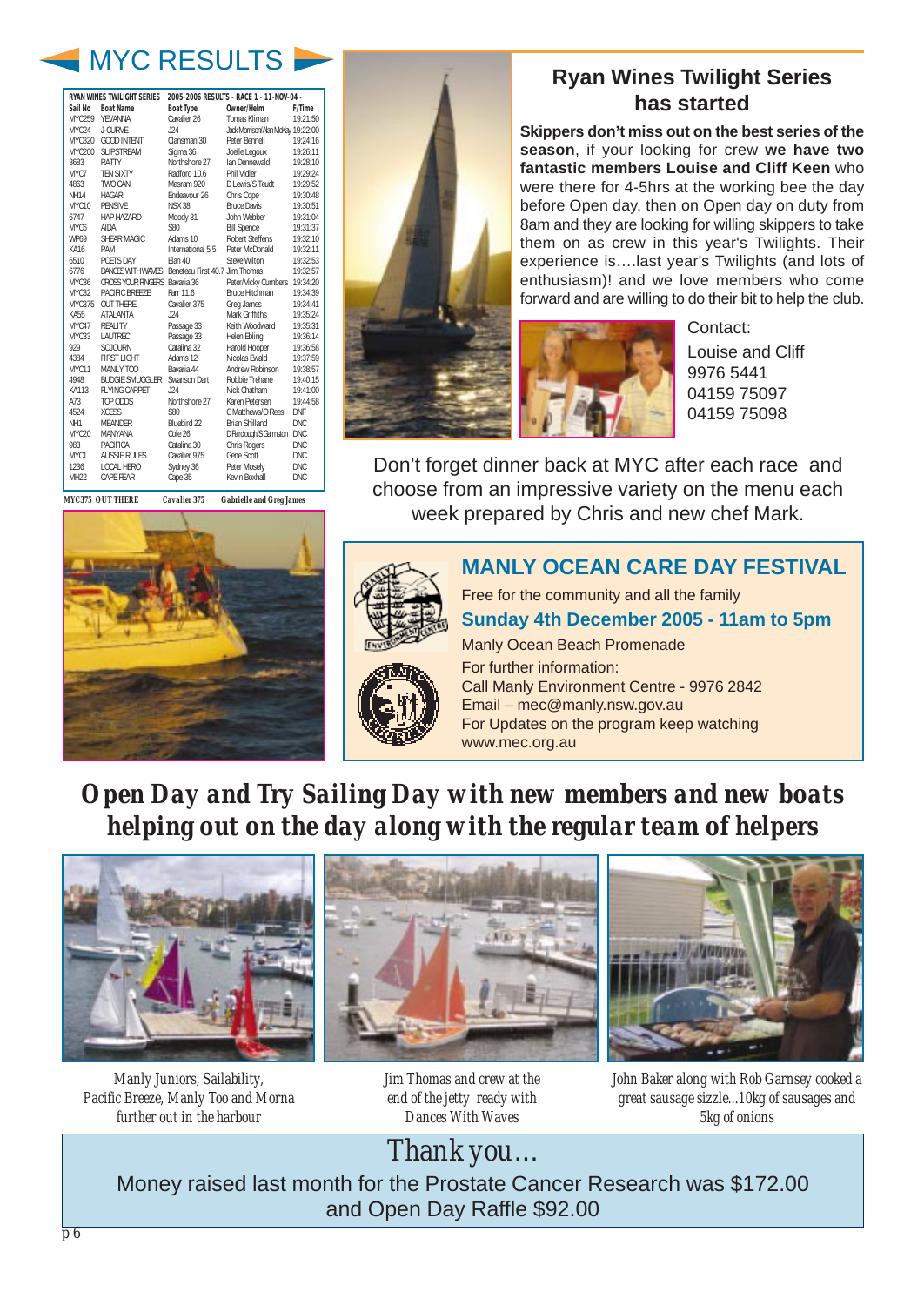# MYC RESULTS

| Sail No | Boat Name | Boat Type | Owner/Helm | F/Time |
|---|---|---|---|---|
| RYAN WINES TWILIGHT SERIES | | 2005-2006 RESULTS - RACE 1 - 11-NOV-04 - | | |
| MYC259 | YEVANNA | Cavalier 26 | Tomas Kliman | 19:21:50 |
| MYC24 | J-CURVE | J24 | Jack Morrison/Alan McKay | 19:22:00 |
| MYC820 | GOOD INTENT | Clansman 30 | Peter Bennell | 19:24:16 |
| MYC200 | SLIPSTREAM | Sigma 36 | Joelle Legoux | 19:26:11 |
| 3683 | RATTY | Northshore 27 | Ian Dennewald | 19:28:10 |
| MYC7 | TEN SIXTY | Radford 10.6 | Phil Vidler | 19:29:24 |
| 4863 | TWO CAN | Masram 920 | D Lewis/S Teudt | 19:29:52 |
| NH14 | HAGAR | Endeavour 26 | Chris Cope | 19:30:48 |
| MYC10 | PENSIVE | NSX 38 | Bruce Davis | 19:30:51 |
| 6747 | HAP HAZARD | Moody 31 | John Webber | 19:31:04 |
| MYC6 | AIDA | S80 | Bill Spence | 19:31:37 |
| WP69 | SHEAR MAGIC | Adams 10 | Robert Steffens | 19:32:10 |
| KA16 | PAM | International 5.5 | Peter McDonald | 19:32:11 |
| 6510 | POETS DAY | Elan 40 | Steve Wilton | 19:32:53 |
| 6776 | DANCES WITH WAVES | Beneteau First 40.7 | Jim Thomas | 19:32:57 |
| MYC36 | CROSS YOUR FINGERS | Bavaria 36 | Peter/Vicky Cumbers | 19:34:20 |
| MYC32 | PACIFIC BREEZE | Farr 11.6 | Bruce Hitchman | 19:34:39 |
| MYC375 | OUT THERE | Cavalier 375 | Greg James | 19:34:41 |
| KA55 | ATALANTA | J24 | Mark Griffiths | 19:35:24 |
| MYC47 | REALITY | Passage 33 | Keith Woodward | 19:35:31 |
| MYC33 | LAUTREC | Passage 33 | Helen Ebling | 19:36:14 |
| 929 | SOJOURN | Catalina 32 | Harold Hooper | 19:36:58 |
| 4384 | FIRST LIGHT | Adams 12 | Nicolas Ewald | 19:37:59 |
| MYC11 | MANLY TOO | Bavaria 44 | Andrew Robinson | 19:38:57 |
| 4948 | BUDGIE SMUGGLER | Swanson Dart | Robbie Trehane | 19:40:15 |
| KA113 | FLYING CARPET | J24 | Nick Chatham | 19:41:00 |
| A73 | TOP ODDS | Northshore 27 | Karen Petersen | 19:44:58 |
| 4524 | XCESS | S80 | C Matthews/O Rees | DNF |
| NH1 | MEANDER | Bluebird 22 | Brian Shilland | DNC |
| MYC20 | MANYANA | Cole 26 | D Fairclough/S Gamston | DNC |
| 983 | PACIFICA | Catalina 30 | Chris Rogers | DNC |
| MYC1 | AUSSIE RULES | Cavalier 975 | Gene Scott | DNC |
| 1236 | LOCAL HERO | Sydney 36 | Peter Mosely | DNC |
| MH22 | CAPE FEAR | Cape 35 | Kevin Boxhall | DNC |

*MYC375 OUT THERE — Cavalier 375 — Gabrielle and Greg James*

## Ryan Wines Twilight Series has started

**Skippers don't miss out on the best series of the season**, if your looking for crew **we have two fantastic members Louise and Cliff Keen** who were there for 4-5hrs at the working bee the day before Open day, then on Open day on duty from 8am and they are looking for willing skippers to take them on as crew in this year's Twilights. Their experience is….last year's Twilights (and lots of enthusiasm)! and we love members who come forward and are willing to do their bit to help the club.

Contact:
Louise and Cliff
9976 5441
04159 75097
04159 75098

Don't forget dinner back at MYC after each race and choose from an impressive variety on the menu each week prepared by Chris and new chef Mark.

## MANLY OCEAN CARE DAY FESTIVAL

Free for the community and all the family

**Sunday 4th December 2005 - 11am to 5pm**

Manly Ocean Beach Promenade

For further information:
Call Manly Environment Centre - 9976 2842
Email – mec@manly.nsw.gov.au
For Updates on the program keep watching www.mec.org.au

## *Open Day and Try Sailing Day with new members and new boats helping out on the day along with the regular team of helpers*

*Manly Juniors, Sailability, Pacific Breeze, Manly Too and Morna further out in the harbour*

*Jim Thomas and crew at the end of the jetty ready with Dances With Waves*

*John Baker along with Rob Garnsey cooked a great sausage sizzle...10kg of sausages and 5kg of onions*

*Thank you…*

Money raised last month for the Prostate Cancer Research was $172.00 and Open Day Raffle $92.00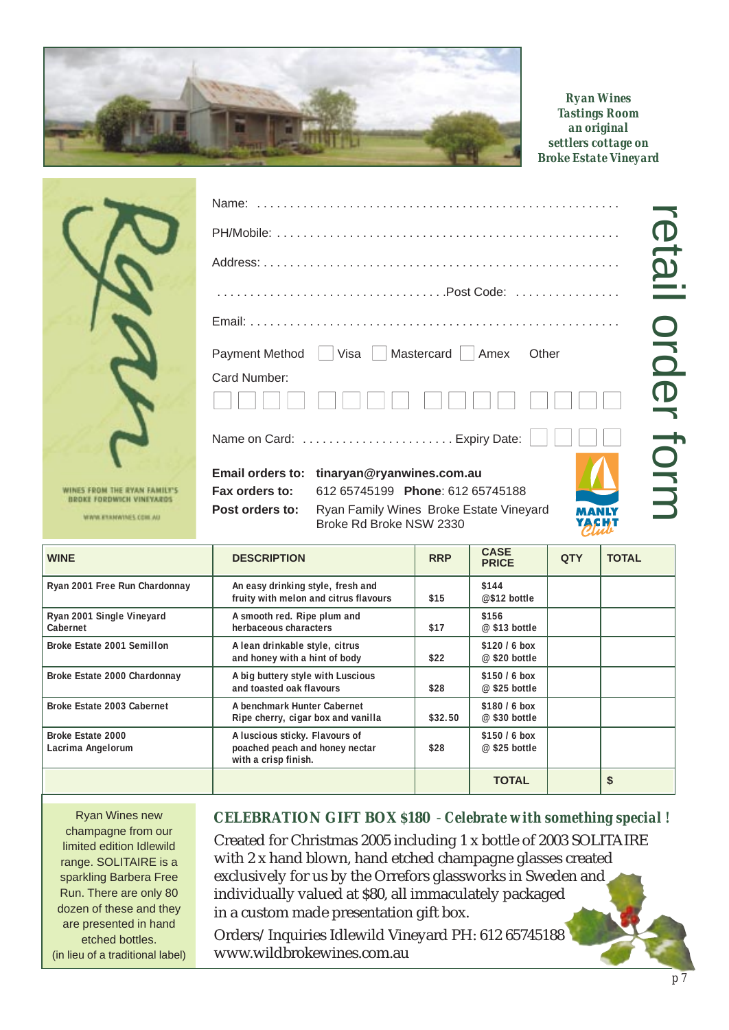*Ryan Wines Tastings Room an original settlers cottage on Broke Estate Vineyard*

# retail order form

WINES FROM THE RYAN FAMILY'S BROKE FORDWICH VINEYARDS

WWW.RYANWINES.COM.AU

Name: . . . . . . . . . . . . . . . . . . . . . . . . . . . . . . . . . . . . . . . . . . . . . . . . . . . . .

PH/Mobile: . . . . . . . . . . . . . . . . . . . . . . . . . . . . . . . . . . . . . . . . . . . . . . . . . .

Address: . . . . . . . . . . . . . . . . . . . . . . . . . . . . . . . . . . . . . . . . . . . . . . . . . . . .

. . . . . . . . . . . . . . . . . . . . . . . . . . . . . . . . . .Post Code: . . . . . . . . . . . . . . . .

Email: . . . . . . . . . . . . . . . . . . . . . . . . . . . . . . . . . . . . . . . . . . . . . . . . . . . . . .

Payment Method ☐ Visa ☐ Mastercard ☐ Amex Other

Card Number:

☐☐☐☐ ☐☐☐☐ ☐☐☐☐ ☐☐☐☐

Name on Card: . . . . . . . . . . . . . . . . . . . . . . . Expiry Date: ☐☐ ☐☐

**Email orders to:** **tinaryan@ryanwines.com.au**
**Fax orders to:** 612 65745199 **Phone**: 612 65745188
**Post orders to:** Ryan Family Wines Broke Estate Vineyard
Broke Rd Broke NSW 2330

MANLY YACHT Club

| WINE | DESCRIPTION | RRP | CASE PRICE | QTY | TOTAL |
|---|---|---|---|---|---|
| Ryan 2001 Free Run Chardonnay | An easy drinking style, fresh and fruity with melon and citrus flavours | $15 | $144 @$12 bottle | | |
| Ryan 2001 Single Vineyard Cabernet | A smooth red. Ripe plum and herbaceous characters | $17 | $156 @ $13 bottle | | |
| Broke Estate 2001 Semillon | A lean drinkable style, citrus and honey with a hint of body | $22 | $120 / 6 box @ $20 bottle | | |
| Broke Estate 2000 Chardonnay | A big buttery style with Luscious and toasted oak flavours | $28 | $150 / 6 box @ $25 bottle | | |
| Broke Estate 2003 Cabernet | A benchmark Hunter Cabernet Ripe cherry, cigar box and vanilla | $32.50 | $180 / 6 box @ $30 bottle | | |
| Broke Estate 2000 Lacrima Angelorum | A luscious sticky. Flavours of poached peach and honey nectar with a crisp finish. | $28 | $150 / 6 box @ $25 bottle | | |
| | | | **TOTAL** | | **$** |

Ryan Wines new champagne from our limited edition Idlewild range. SOLITAIRE is a sparkling Barbera Free Run. There are only 80 dozen of these and they are presented in hand etched bottles. (in lieu of a traditional label)

***CELEBRATION GIFT BOX $180 - Celebrate with something special !***

Created for Christmas 2005 including 1 x bottle of 2003 SOLITAIRE with 2 x hand blown, hand etched champagne glasses created exclusively for us by the Orrefors glassworks in Sweden and individually valued at $80, all immaculately packaged in a custom made presentation gift box.

Orders/ Inquiries Idlewild Vineyard PH: 612 65745188
www.wildbrokewines.com.au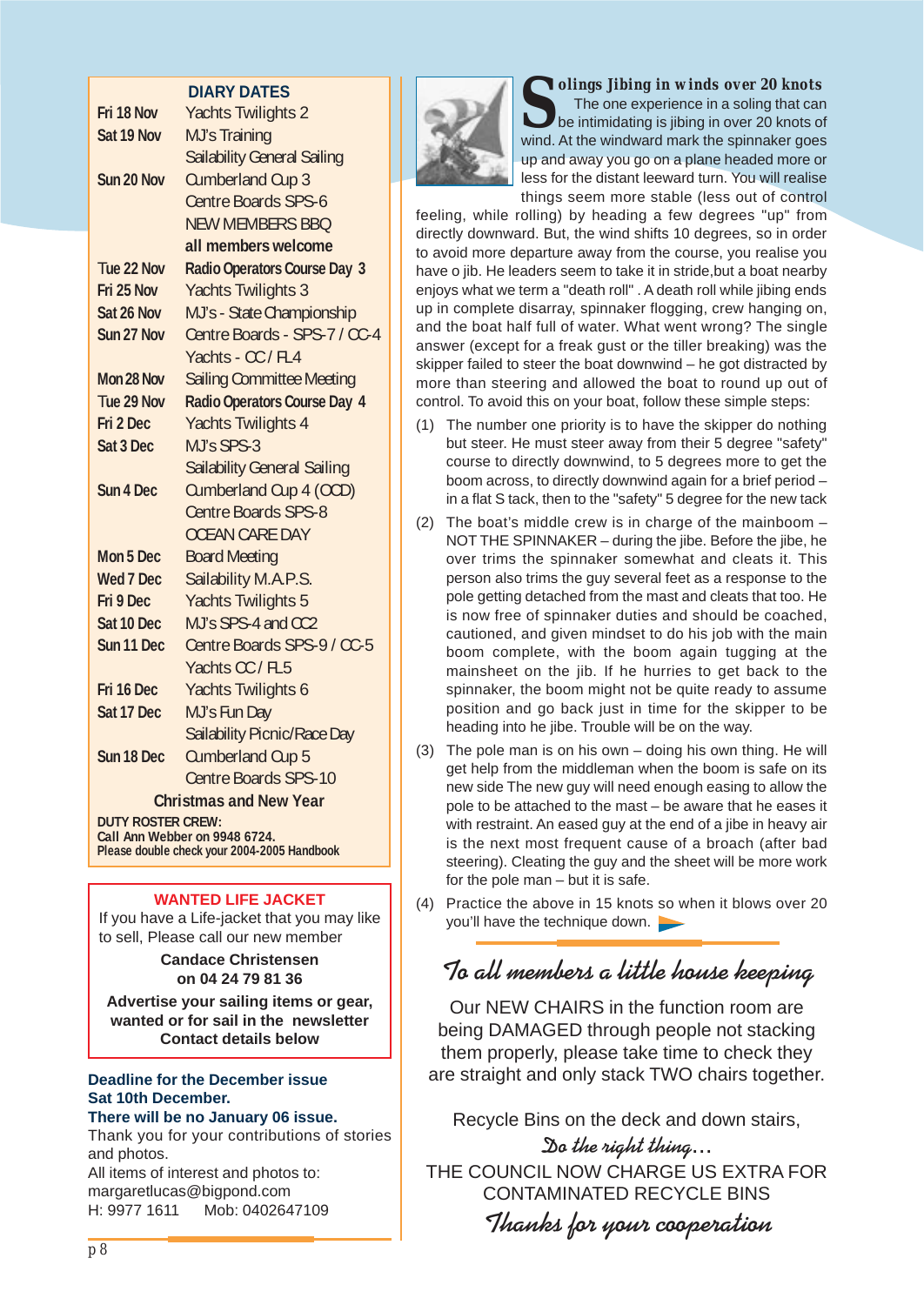## DIARY DATES

| | |
|---|---|
| Fri 18 Nov | Yachts Twilights 2 |
| Sat 19 Nov | MJ's Training |
| | Sailability General Sailing |
| Sun 20 Nov | Cumberland Cup 3 |
| | Centre Boards SPS-6 |
| | NEW MEMBERS BBQ |
| | **all members welcome** |
| Tue 22 Nov | **Radio Operators Course Day 3** |
| Fri 25 Nov | Yachts Twilights 3 |
| Sat 26 Nov | MJ's - State Championship |
| Sun 27 Nov | Centre Boards - SPS-7 / CC-4 |
| | Yachts - CC / FL4 |
| Mon 28 Nov | Sailing Committee Meeting |
| Tue 29 Nov | **Radio Operators Course Day 4** |
| Fri 2 Dec | Yachts Twilights 4 |
| Sat 3 Dec | MJ's SPS-3 |
| | Sailability General Sailing |
| Sun 4 Dec | Cumberland Cup 4 (OCD) |
| | Centre Boards SPS-8 |
| | OCEAN CARE DAY |
| Mon 5 Dec | Board Meeting |
| Wed 7 Dec | Sailability M.A.P.S. |
| Fri 9 Dec | Yachts Twilights 5 |
| Sat 10 Dec | MJ's SPS-4 and CC2 |
| Sun 11 Dec | Centre Boards SPS-9 / CC-5 |
| | Yachts CC / FL5 |
| Fri 16 Dec | Yachts Twilights 6 |
| Sat 17 Dec | MJ's Fun Day |
| | Sailability Picnic/Race Day |
| Sun 18 Dec | Cumberland Cup 5 |
| | Centre Boards SPS-10 |

**Christmas and New Year**

**DUTY ROSTER CREW:**
**Call Ann Webber on 9948 6724.**
**Please double check your 2004-2005 Handbook**

### WANTED LIFE JACKET

If you have a Life-jacket that you may like to sell, Please call our new member

**Candace Christensen**
**on 04 24 79 81 36**

**Advertise your sailing items or gear, wanted or for sail in the newsletter Contact details below**

**Deadline for the December issue Sat 10th December.**
**There will be no January 06 issue.**

Thank you for your contributions of stories and photos.
All items of interest and photos to:
margaretlucas@bigpond.com
H: 9977 1611 Mob: 0402647109

## Solings Jibing in winds over 20 knots

The one experience in a soling that can be intimidating is jibing in over 20 knots of wind. At the windward mark the spinnaker goes up and away you go on a plane headed more or less for the distant leeward turn. You will realise things seem more stable (less out of control feeling, while rolling) by heading a few degrees "up" from directly downward. But, the wind shifts 10 degrees, so in order to avoid more departure away from the course, you realise you have o jib. He leaders seem to take it in stride,but a boat nearby enjoys what we term a "death roll" . A death roll while jibing ends up in complete disarray, spinnaker flogging, crew hanging on, and the boat half full of water. What went wrong? The single answer (except for a freak gust or the tiller breaking) was the skipper failed to steer the boat downwind – he got distracted by more than steering and allowed the boat to round up out of control. To avoid this on your boat, follow these simple steps:

(1) The number one priority is to have the skipper do nothing but steer. He must steer away from their 5 degree "safety" course to directly downwind, to 5 degrees more to get the boom across, to directly downwind again for a brief period – in a flat S tack, then to the "safety" 5 degree for the new tack

(2) The boat's middle crew is in charge of the mainboom – NOT THE SPINNAKER – during the jibe. Before the jibe, he over trims the spinnaker somewhat and cleats it. This person also trims the guy several feet as a response to the pole getting detached from the mast and cleats that too. He is now free of spinnaker duties and should be coached, cautioned, and given mindset to do his job with the main boom complete, with the boom again tugging at the mainsheet on the jib. If he hurries to get back to the spinnaker, the boom might not be quite ready to assume position and go back just in time for the skipper to be heading into he jibe. Trouble will be on the way.

(3) The pole man is on his own – doing his own thing. He will get help from the middleman when the boom is safe on its new side The new guy will need enough easing to allow the pole to be attached to the mast – be aware that he eases it with restraint. An eased guy at the end of a jibe in heavy air is the next most frequent cause of a broach (after bad steering). Cleating the guy and the sheet will be more work for the pole man – but it is safe.

(4) Practice the above in 15 knots so when it blows over 20 you'll have the technique down.

## *To all members a little house keeping*

Our NEW CHAIRS in the function room are being DAMAGED through people not stacking them properly, please take time to check they are straight and only stack TWO chairs together.

Recycle Bins on the deck and down stairs,
*Do the right thing…*
THE COUNCIL NOW CHARGE US EXTRA FOR CONTAMINATED RECYCLE BINS

*Thanks for your cooperation*